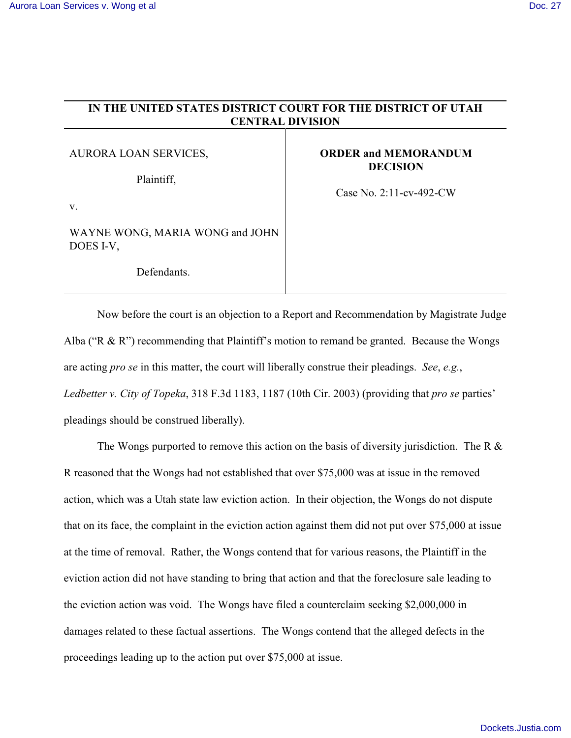**IN THE UNITED STATES DISTRICT COURT FOR THE DISTRICT OF UTAH CENTRAL DIVISION**

| | |
|---|---|
| AURORA LOAN SERVICES,<br><br>Plaintiff,<br><br>v.<br><br>WAYNE WONG, MARIA WONG and JOHN DOES I-V,<br><br>Defendants. | **ORDER and MEMORANDUM DECISION**<br><br>Case No. 2:11-cv-492-CW |

Now before the court is an objection to a Report and Recommendation by Magistrate Judge Alba ("R & R") recommending that Plaintiff's motion to remand be granted. Because the Wongs are acting *pro se* in this matter, the court will liberally construe their pleadings. *See*, *e.g.*, *Ledbetter v. City of Topeka*, 318 F.3d 1183, 1187 (10th Cir. 2003) (providing that *pro se* parties' pleadings should be construed liberally).

The Wongs purported to remove this action on the basis of diversity jurisdiction. The R & R reasoned that the Wongs had not established that over $75,000 was at issue in the removed action, which was a Utah state law eviction action. In their objection, the Wongs do not dispute that on its face, the complaint in the eviction action against them did not put over $75,000 at issue at the time of removal. Rather, the Wongs contend that for various reasons, the Plaintiff in the eviction action did not have standing to bring that action and that the foreclosure sale leading to the eviction action was void. The Wongs have filed a counterclaim seeking $2,000,000 in damages related to these factual assertions. The Wongs contend that the alleged defects in the proceedings leading up to the action put over $75,000 at issue.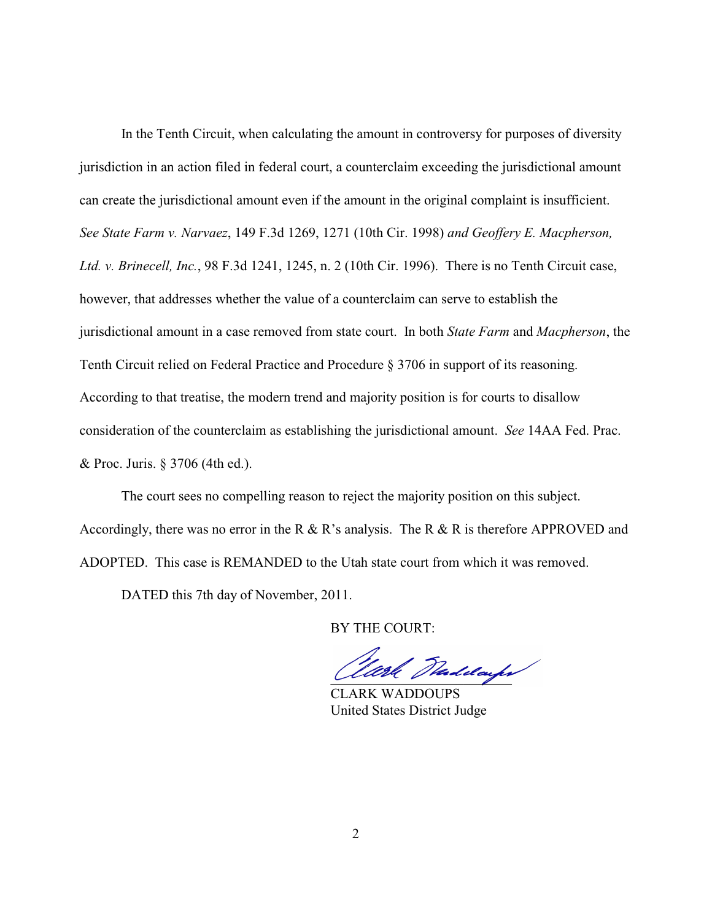In the Tenth Circuit, when calculating the amount in controversy for purposes of diversity jurisdiction in an action filed in federal court, a counterclaim exceeding the jurisdictional amount can create the jurisdictional amount even if the amount in the original complaint is insufficient. *See State Farm v. Narvaez*, 149 F.3d 1269, 1271 (10th Cir. 1998) *and Geoffery E. Macpherson, Ltd. v. Brinecell, Inc.*, 98 F.3d 1241, 1245, n. 2 (10th Cir. 1996). There is no Tenth Circuit case, however, that addresses whether the value of a counterclaim can serve to establish the jurisdictional amount in a case removed from state court. In both *State Farm* and *Macpherson*, the Tenth Circuit relied on Federal Practice and Procedure § 3706 in support of its reasoning. According to that treatise, the modern trend and majority position is for courts to disallow consideration of the counterclaim as establishing the jurisdictional amount. *See* 14AA Fed. Prac. & Proc. Juris. § 3706 (4th ed.).

The court sees no compelling reason to reject the majority position on this subject. Accordingly, there was no error in the R & R's analysis. The R & R is therefore APPROVED and ADOPTED. This case is REMANDED to the Utah state court from which it was removed.

DATED this 7th day of November, 2011.

BY THE COURT:

CLARK WADDOUPS
United States District Judge